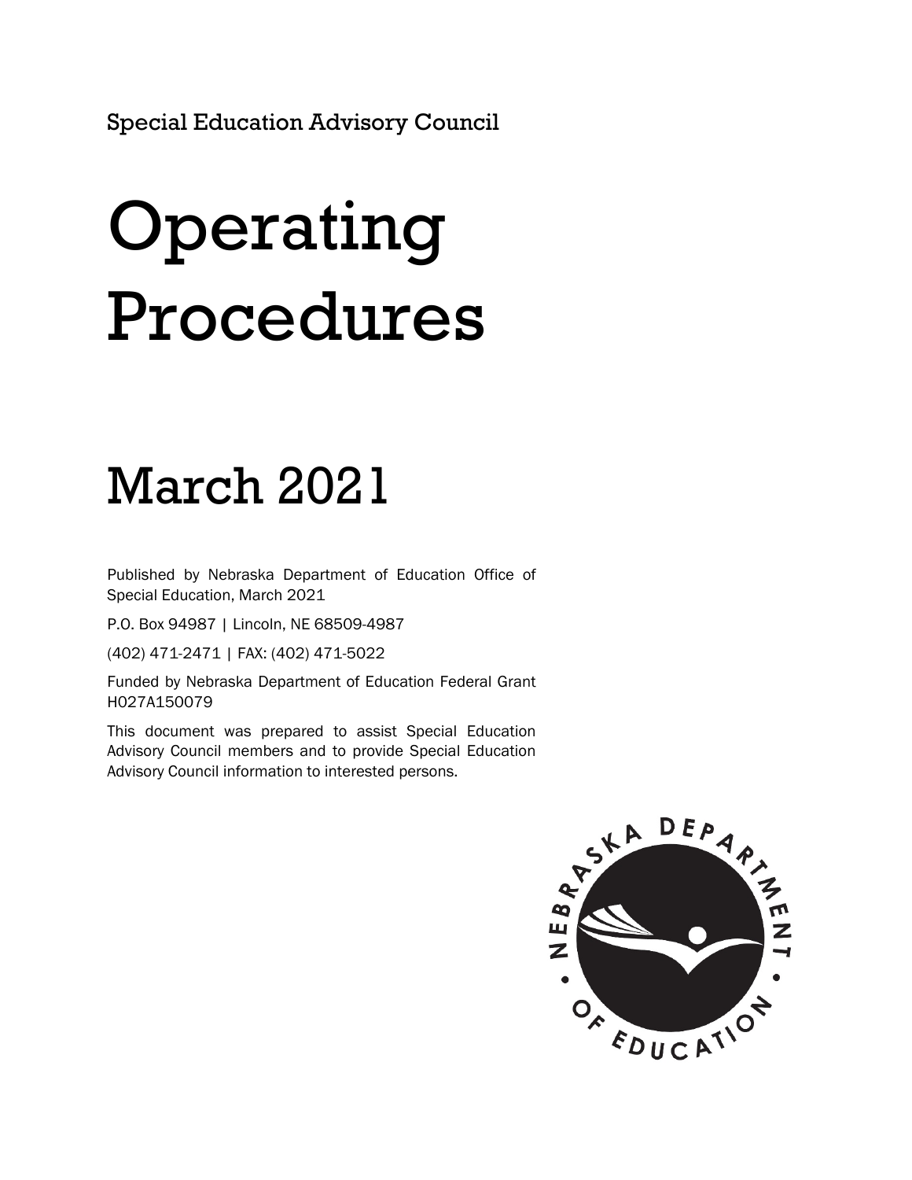Special Education Advisory Council

# Operating Procedures

# March 2021

Published by Nebraska Department of Education Office of Special Education, March 2021

P.O. Box 94987 | Lincoln, NE 68509-4987

(402) 471-2471 | FAX: (402) 471-5022

Funded by Nebraska Department of Education Federal Grant H027A150079

This document was prepared to assist Special Education Advisory Council members and to provide Special Education Advisory Council information to interested persons.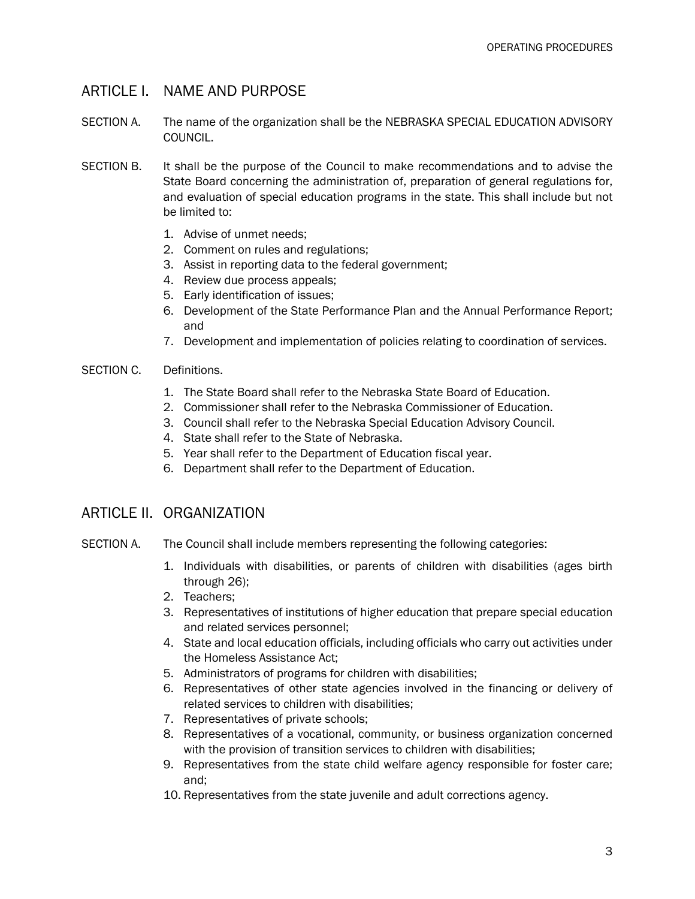## ARTICLE I. NAME AND PURPOSE

SECTION A. The name of the organization shall be the NEBRASKA SPECIAL EDUCATION ADVISORY COUNCIL.

SECTION B. It shall be the purpose of the Council to make recommendations and to advise the State Board concerning the administration of, preparation of general regulations for, and evaluation of special education programs in the state. This shall include but not be limited to:

1. Advise of unmet needs;
2. Comment on rules and regulations;
3. Assist in reporting data to the federal government;
4. Review due process appeals;
5. Early identification of issues;
6. Development of the State Performance Plan and the Annual Performance Report; and
7. Development and implementation of policies relating to coordination of services.

SECTION C. Definitions.

1. The State Board shall refer to the Nebraska State Board of Education.
2. Commissioner shall refer to the Nebraska Commissioner of Education.
3. Council shall refer to the Nebraska Special Education Advisory Council.
4. State shall refer to the State of Nebraska.
5. Year shall refer to the Department of Education fiscal year.
6. Department shall refer to the Department of Education.

## ARTICLE II. ORGANIZATION

SECTION A. The Council shall include members representing the following categories:

1. Individuals with disabilities, or parents of children with disabilities (ages birth through 26);
2. Teachers;
3. Representatives of institutions of higher education that prepare special education and related services personnel;
4. State and local education officials, including officials who carry out activities under the Homeless Assistance Act;
5. Administrators of programs for children with disabilities;
6. Representatives of other state agencies involved in the financing or delivery of related services to children with disabilities;
7. Representatives of private schools;
8. Representatives of a vocational, community, or business organization concerned with the provision of transition services to children with disabilities;
9. Representatives from the state child welfare agency responsible for foster care; and;
10. Representatives from the state juvenile and adult corrections agency.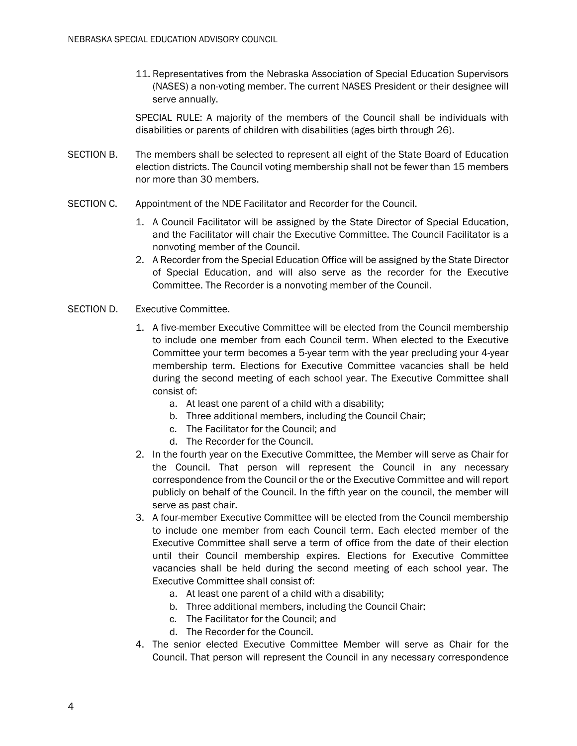11. Representatives from the Nebraska Association of Special Education Supervisors (NASES) a non-voting member. The current NASES President or their designee will serve annually.

SPECIAL RULE: A majority of the members of the Council shall be individuals with disabilities or parents of children with disabilities (ages birth through 26).

SECTION B. The members shall be selected to represent all eight of the State Board of Education election districts. The Council voting membership shall not be fewer than 15 members nor more than 30 members.

SECTION C. Appointment of the NDE Facilitator and Recorder for the Council.

1. A Council Facilitator will be assigned by the State Director of Special Education, and the Facilitator will chair the Executive Committee. The Council Facilitator is a nonvoting member of the Council.
2. A Recorder from the Special Education Office will be assigned by the State Director of Special Education, and will also serve as the recorder for the Executive Committee. The Recorder is a nonvoting member of the Council.

SECTION D. Executive Committee.

1. A five-member Executive Committee will be elected from the Council membership to include one member from each Council term. When elected to the Executive Committee your term becomes a 5-year term with the year precluding your 4-year membership term. Elections for Executive Committee vacancies shall be held during the second meeting of each school year. The Executive Committee shall consist of:
   a. At least one parent of a child with a disability;
   b. Three additional members, including the Council Chair;
   c. The Facilitator for the Council; and
   d. The Recorder for the Council.
2. In the fourth year on the Executive Committee, the Member will serve as Chair for the Council. That person will represent the Council in any necessary correspondence from the Council or the or the Executive Committee and will report publicly on behalf of the Council. In the fifth year on the council, the member will serve as past chair.
3. A four-member Executive Committee will be elected from the Council membership to include one member from each Council term. Each elected member of the Executive Committee shall serve a term of office from the date of their election until their Council membership expires. Elections for Executive Committee vacancies shall be held during the second meeting of each school year. The Executive Committee shall consist of:
   a. At least one parent of a child with a disability;
   b. Three additional members, including the Council Chair;
   c. The Facilitator for the Council; and
   d. The Recorder for the Council.
4. The senior elected Executive Committee Member will serve as Chair for the Council. That person will represent the Council in any necessary correspondence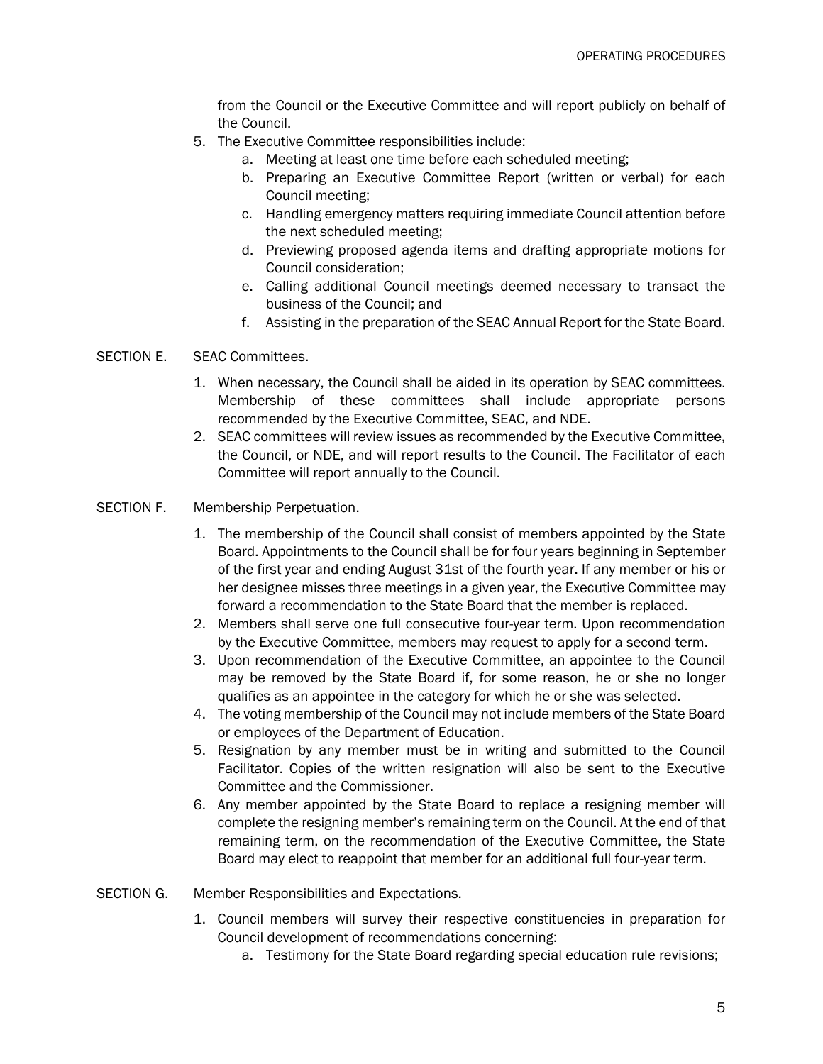from the Council or the Executive Committee and will report publicly on behalf of the Council.

5. The Executive Committee responsibilities include:
   a. Meeting at least one time before each scheduled meeting;
   b. Preparing an Executive Committee Report (written or verbal) for each Council meeting;
   c. Handling emergency matters requiring immediate Council attention before the next scheduled meeting;
   d. Previewing proposed agenda items and drafting appropriate motions for Council consideration;
   e. Calling additional Council meetings deemed necessary to transact the business of the Council; and
   f. Assisting in the preparation of the SEAC Annual Report for the State Board.

SECTION E. SEAC Committees.

1. When necessary, the Council shall be aided in its operation by SEAC committees. Membership of these committees shall include appropriate persons recommended by the Executive Committee, SEAC, and NDE.
2. SEAC committees will review issues as recommended by the Executive Committee, the Council, or NDE, and will report results to the Council. The Facilitator of each Committee will report annually to the Council.

SECTION F. Membership Perpetuation.

1. The membership of the Council shall consist of members appointed by the State Board. Appointments to the Council shall be for four years beginning in September of the first year and ending August 31st of the fourth year. If any member or his or her designee misses three meetings in a given year, the Executive Committee may forward a recommendation to the State Board that the member is replaced.
2. Members shall serve one full consecutive four-year term. Upon recommendation by the Executive Committee, members may request to apply for a second term.
3. Upon recommendation of the Executive Committee, an appointee to the Council may be removed by the State Board if, for some reason, he or she no longer qualifies as an appointee in the category for which he or she was selected.
4. The voting membership of the Council may not include members of the State Board or employees of the Department of Education.
5. Resignation by any member must be in writing and submitted to the Council Facilitator. Copies of the written resignation will also be sent to the Executive Committee and the Commissioner.
6. Any member appointed by the State Board to replace a resigning member will complete the resigning member's remaining term on the Council. At the end of that remaining term, on the recommendation of the Executive Committee, the State Board may elect to reappoint that member for an additional full four-year term.

SECTION G. Member Responsibilities and Expectations.

1. Council members will survey their respective constituencies in preparation for Council development of recommendations concerning:
   a. Testimony for the State Board regarding special education rule revisions;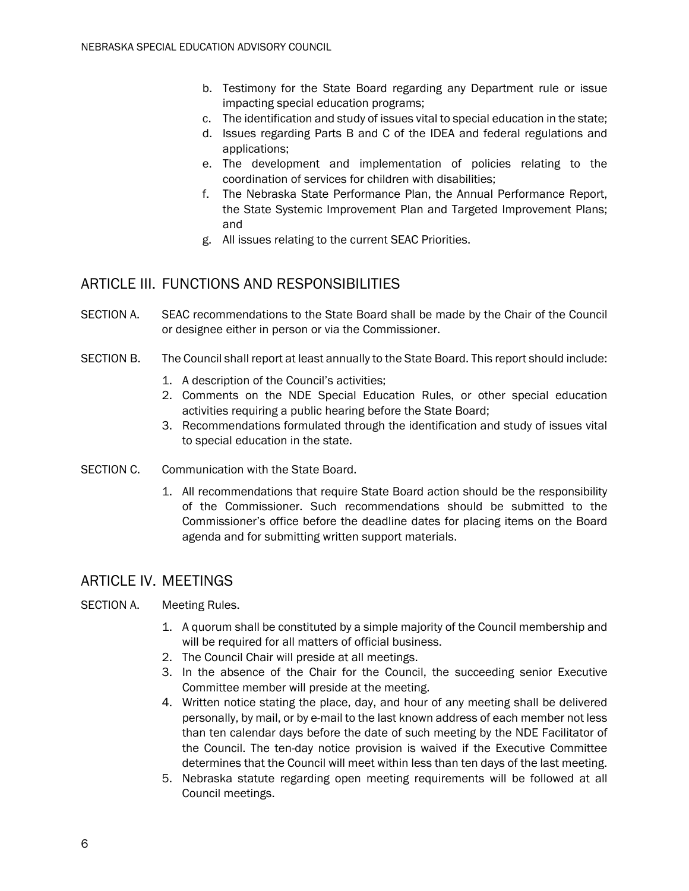b. Testimony for the State Board regarding any Department rule or issue impacting special education programs;
c. The identification and study of issues vital to special education in the state;
d. Issues regarding Parts B and C of the IDEA and federal regulations and applications;
e. The development and implementation of policies relating to the coordination of services for children with disabilities;
f. The Nebraska State Performance Plan, the Annual Performance Report, the State Systemic Improvement Plan and Targeted Improvement Plans; and
g. All issues relating to the current SEAC Priorities.

## ARTICLE III. FUNCTIONS AND RESPONSIBILITIES

SECTION A. SEAC recommendations to the State Board shall be made by the Chair of the Council or designee either in person or via the Commissioner.

SECTION B. The Council shall report at least annually to the State Board. This report should include:

1. A description of the Council's activities;
2. Comments on the NDE Special Education Rules, or other special education activities requiring a public hearing before the State Board;
3. Recommendations formulated through the identification and study of issues vital to special education in the state.

SECTION C. Communication with the State Board.

1. All recommendations that require State Board action should be the responsibility of the Commissioner. Such recommendations should be submitted to the Commissioner's office before the deadline dates for placing items on the Board agenda and for submitting written support materials.

## ARTICLE IV. MEETINGS

SECTION A. Meeting Rules.

1. A quorum shall be constituted by a simple majority of the Council membership and will be required for all matters of official business.
2. The Council Chair will preside at all meetings.
3. In the absence of the Chair for the Council, the succeeding senior Executive Committee member will preside at the meeting.
4. Written notice stating the place, day, and hour of any meeting shall be delivered personally, by mail, or by e-mail to the last known address of each member not less than ten calendar days before the date of such meeting by the NDE Facilitator of the Council. The ten-day notice provision is waived if the Executive Committee determines that the Council will meet within less than ten days of the last meeting.
5. Nebraska statute regarding open meeting requirements will be followed at all Council meetings.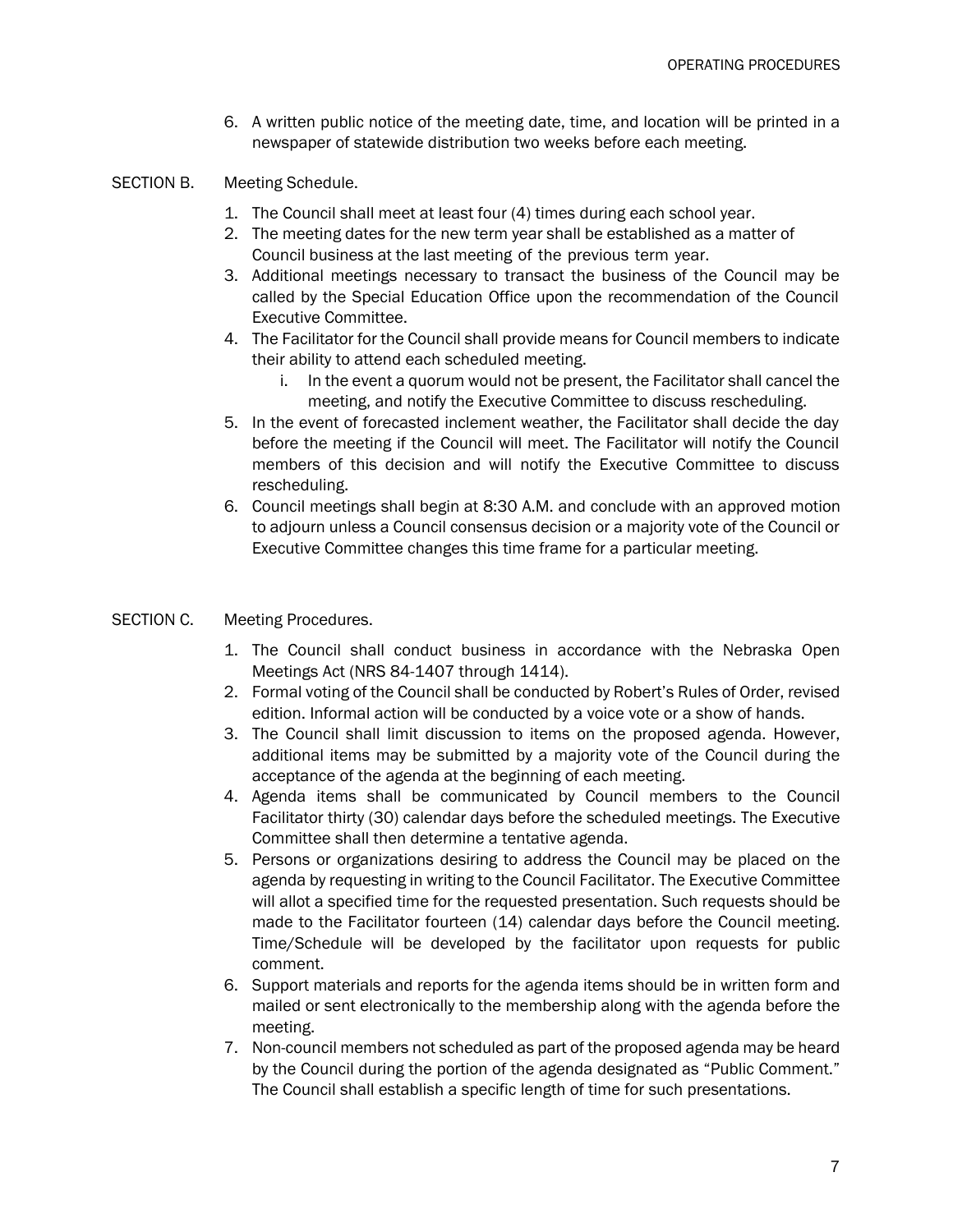6. A written public notice of the meeting date, time, and location will be printed in a newspaper of statewide distribution two weeks before each meeting.

SECTION B. Meeting Schedule.

1. The Council shall meet at least four (4) times during each school year.
2. The meeting dates for the new term year shall be established as a matter of Council business at the last meeting of the previous term year.
3. Additional meetings necessary to transact the business of the Council may be called by the Special Education Office upon the recommendation of the Council Executive Committee.
4. The Facilitator for the Council shall provide means for Council members to indicate their ability to attend each scheduled meeting.
   i. In the event a quorum would not be present, the Facilitator shall cancel the meeting, and notify the Executive Committee to discuss rescheduling.
5. In the event of forecasted inclement weather, the Facilitator shall decide the day before the meeting if the Council will meet. The Facilitator will notify the Council members of this decision and will notify the Executive Committee to discuss rescheduling.
6. Council meetings shall begin at 8:30 A.M. and conclude with an approved motion to adjourn unless a Council consensus decision or a majority vote of the Council or Executive Committee changes this time frame for a particular meeting.

SECTION C. Meeting Procedures.

1. The Council shall conduct business in accordance with the Nebraska Open Meetings Act (NRS 84-1407 through 1414).
2. Formal voting of the Council shall be conducted by Robert's Rules of Order, revised edition. Informal action will be conducted by a voice vote or a show of hands.
3. The Council shall limit discussion to items on the proposed agenda. However, additional items may be submitted by a majority vote of the Council during the acceptance of the agenda at the beginning of each meeting.
4. Agenda items shall be communicated by Council members to the Council Facilitator thirty (30) calendar days before the scheduled meetings. The Executive Committee shall then determine a tentative agenda.
5. Persons or organizations desiring to address the Council may be placed on the agenda by requesting in writing to the Council Facilitator. The Executive Committee will allot a specified time for the requested presentation. Such requests should be made to the Facilitator fourteen (14) calendar days before the Council meeting. Time/Schedule will be developed by the facilitator upon requests for public comment.
6. Support materials and reports for the agenda items should be in written form and mailed or sent electronically to the membership along with the agenda before the meeting.
7. Non-council members not scheduled as part of the proposed agenda may be heard by the Council during the portion of the agenda designated as "Public Comment." The Council shall establish a specific length of time for such presentations.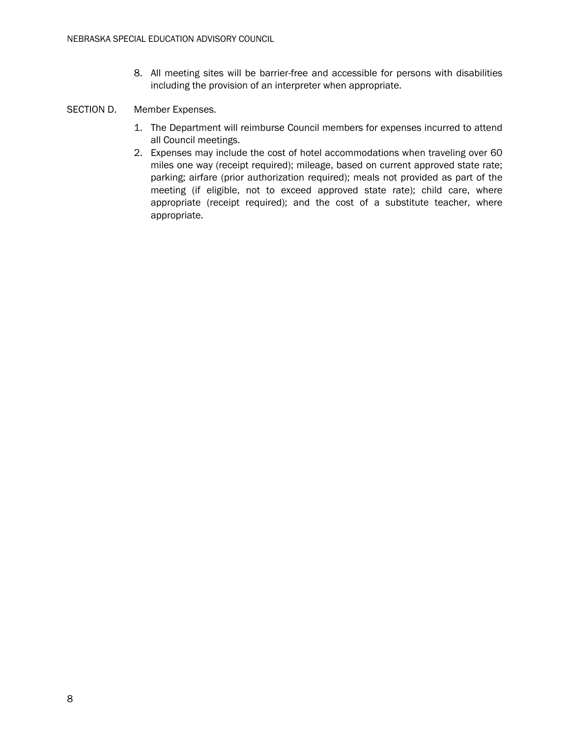8. All meeting sites will be barrier-free and accessible for persons with disabilities including the provision of an interpreter when appropriate.

SECTION D. Member Expenses.

1. The Department will reimburse Council members for expenses incurred to attend all Council meetings.
2. Expenses may include the cost of hotel accommodations when traveling over 60 miles one way (receipt required); mileage, based on current approved state rate; parking; airfare (prior authorization required); meals not provided as part of the meeting (if eligible, not to exceed approved state rate); child care, where appropriate (receipt required); and the cost of a substitute teacher, where appropriate.